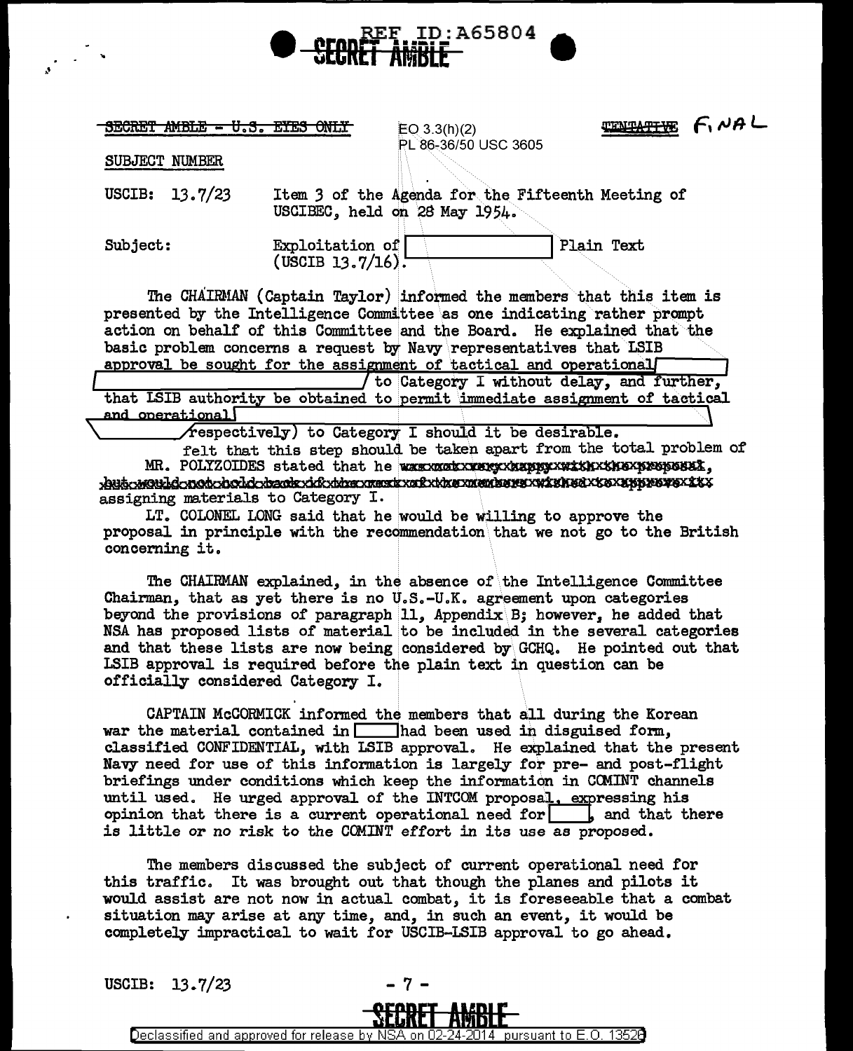SECRET AMBLE

~~SECRET AMBLE - U.S. EYES ONLY~~ EO 3.3(h)(2) PL 86-36/50 USC 3605 ~~TENTATIVE~~ FINAL

SUBJECT NUMBER

USCIB: 13.7/23 Item 3 of the Agenda for the Fifteenth Meeting of USCIBEC, held on 28 May 1954.

Subject: Exploitation of [redacted] Plain Text (USCIB 13.7/16).

The CHAIRMAN (Captain Taylor) informed the members that this item is presented by the Intelligence Committee as one indicating rather prompt action on behalf of this Committee and the Board. He explained that the basic problem concerns a request by Navy representatives that LSIB approval be sought for the assignment of tactical and operational [redacted] to Category I without delay, and further, that LSIB authority be obtained to permit immediate assignment of tactical and operational [redacted] respectively) to Category I should it be desirable.

MR. POLYZOIDES stated that he ~~was not very happy with the proposal, but would not hold back if the other members wished to approve it~~ felt that this step should be taken apart from the total problem of assigning materials to Category I.

LT. COLONEL LONG said that he would be willing to approve the proposal in principle with the recommendation that we not go to the British concerning it.

The CHAIRMAN explained, in the absence of the Intelligence Committee Chairman, that as yet there is no U.S.-U.K. agreement upon categories beyond the provisions of paragraph 11, Appendix B; however, he added that NSA has proposed lists of material to be included in the several categories and that these lists are now being considered by GCHQ. He pointed out that LSIB approval is required before the plain text in question can be officially considered Category I.

CAPTAIN McCORMICK informed the members that all during the Korean war the material contained in [redacted] had been used in disguised form, classified CONFIDENTIAL, with LSIB approval. He explained that the present Navy need for use of this information is largely for pre- and post-flight briefings under conditions which keep the information in COMINT channels until used. He urged approval of the INTCOM proposal, expressing his opinion that there is a current operational need for [redacted], and that there is little or no risk to the COMINT effort in its use as proposed.

The members discussed the subject of current operational need for this traffic. It was brought out that though the planes and pilots it would assist are not now in actual combat, it is foreseeable that a combat situation may arise at any time, and, in such an event, it would be completely impractical to wait for USCIB-LSIB approval to go ahead.

USCIB: 13.7/23

SECRET AMBLE

Declassified and approved for release by NSA on 02-24-2014 pursuant to E.O. 13526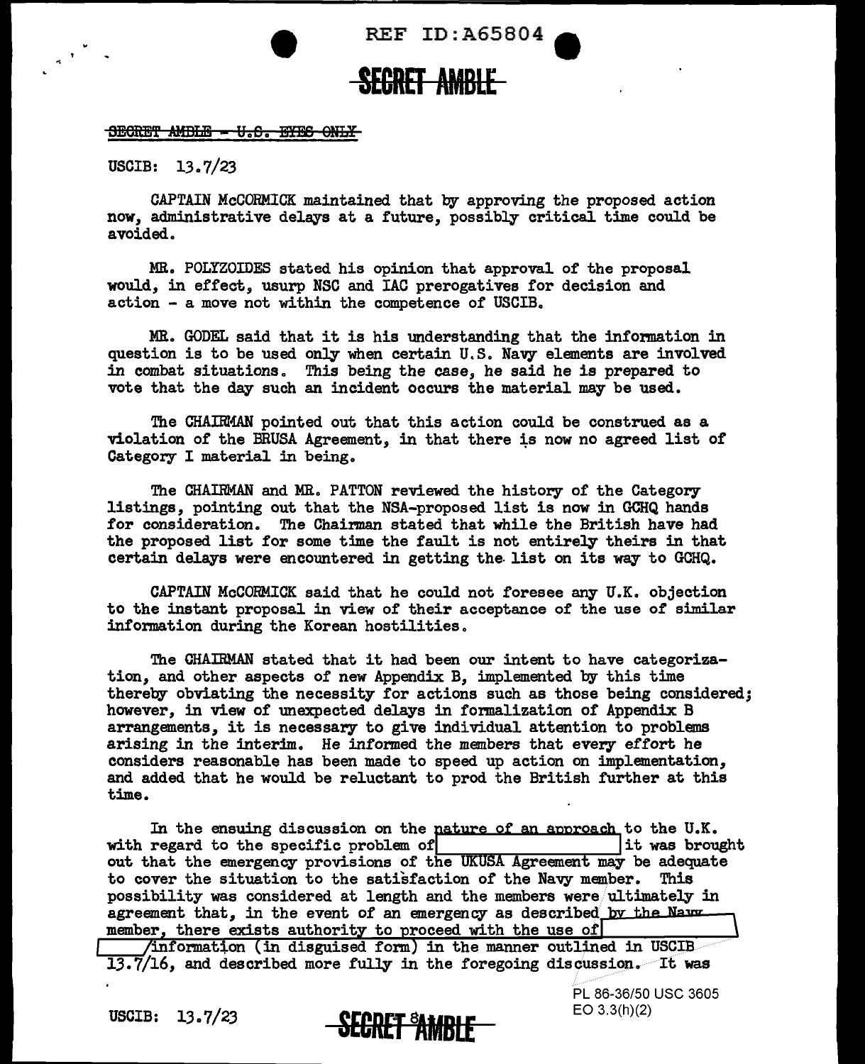~~SECRET AMBLE - U.S. EYES ONLY~~

USCIB: 13.7/23

CAPTAIN McCORMICK maintained that by approving the proposed action now, administrative delays at a future, possibly critical time could be avoided.

MR. POLYZOIDES stated his opinion that approval of the proposal would, in effect, usurp NSC and IAC prerogatives for decision and action - a move not within the competence of USCIB.

MR. GODEL said that it is his understanding that the information in question is to be used only when certain U.S. Navy elements are involved in combat situations. This being the case, he said he is prepared to vote that the day such an incident occurs the material may be used.

The CHAIRMAN pointed out that this action could be construed as a violation of the BRUSA Agreement, in that there is now no agreed list of Category I material in being.

The CHAIRMAN and MR. PATTON reviewed the history of the Category listings, pointing out that the NSA-proposed list is now in GCHQ hands for consideration. The Chairman stated that while the British have had the proposed list for some time the fault is not entirely theirs in that certain delays were encountered in getting the list on its way to GCHQ.

CAPTAIN McCORMICK said that he could not foresee any U.K. objection to the instant proposal in view of their acceptance of the use of similar information during the Korean hostilities.

The CHAIRMAN stated that it had been our intent to have categorization, and other aspects of new Appendix B, implemented by this time thereby obviating the necessity for actions such as those being considered; however, in view of unexpected delays in formalization of Appendix B arrangements, it is necessary to give individual attention to problems arising in the interim. He informed the members that every effort he considers reasonable has been made to speed up action on implementation, and added that he would be reluctant to prod the British further at this time.

In the ensuing discussion on the nature of an approach to the U.K. with regard to the specific problem of [REDACTED] it was brought out that the emergency provisions of the UKUSA Agreement may be adequate to cover the situation to the satisfaction of the Navy member. This possibility was considered at length and the members were ultimately in agreement that, in the event of an emergency as described by the Navy member, there exists authority to proceed with the use of [REDACTED] information (in disguised form) in the manner outlined in USCIB 13.7/16, and described more fully in the foregoing discussion. It was

PL 86-36/50 USC 3605
EO 3.3(h)(2)

USCIB: 13.7/23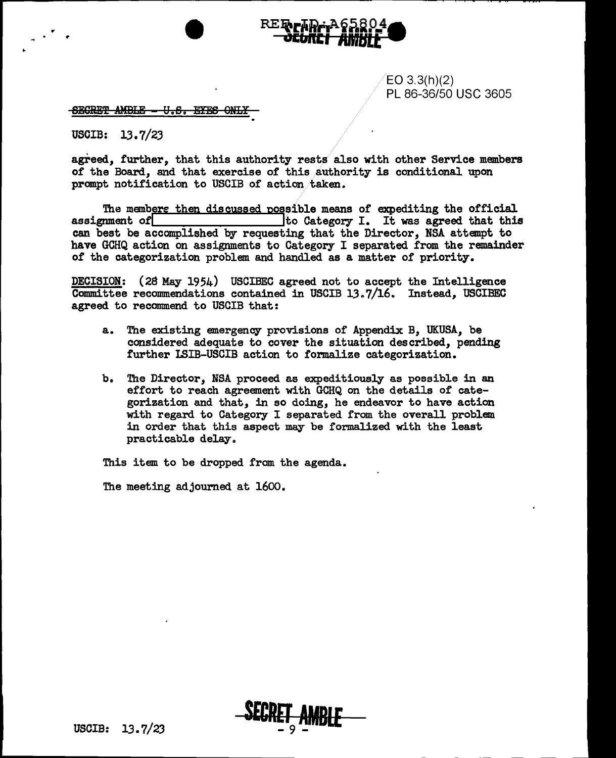EO 3.3(h)(2)
PL 86-36/50 USC 3605

~~SECRET AMBLE - U.S. EYES ONLY~~

USCIB: 13.7/23

agreed, further, that this authority rests also with other Service members of the Board, and that exercise of this authority is conditional upon prompt notification to USCIB of action taken.

The members then discussed possible means of expediting the official assignment of [redacted] to Category I. It was agreed that this can best be accomplished by requesting that the Director, NSA attempt to have GCHQ action on assignments to Category I separated from the remainder of the categorization problem and handled as a matter of priority.

DECISION: (28 May 1954) USCIBEC agreed not to accept the Intelligence Committee recommendations contained in USCIB 13.7/16. Instead, USCIBEC agreed to recommend to USCIB that:

a. The existing emergency provisions of Appendix B, UKUSA, be considered adequate to cover the situation described, pending further LSIB-USCIB action to formalize categorization.

b. The Director, NSA proceed as expeditiously as possible in an effort to reach agreement with GCHQ on the details of categorization and that, in so doing, he endeavor to have action with regard to Category I separated from the overall problem in order that this aspect may be formalized with the least practicable delay.

This item to be dropped from the agenda.

The meeting adjourned at 1600.

USCIB: 13.7/23